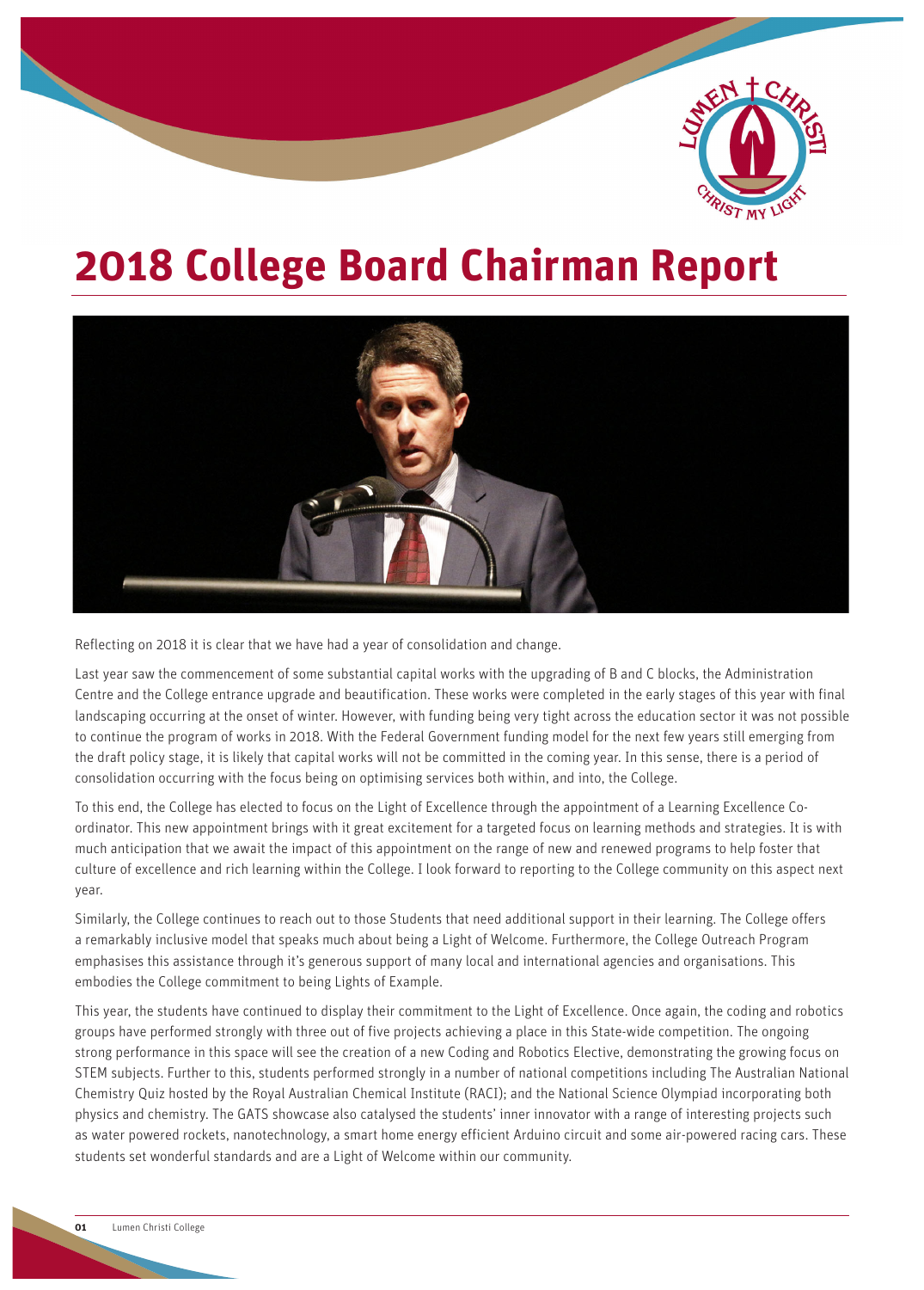# 2018 College Board Chairman Report

Reflecting on 2018 it is clear that we have had a year of consolidation and change.

Last year saw the commencement of some substantial capital works with the upgrading of B and C blocks, the Administration Centre and the College entrance upgrade and beautification. These works were completed in the early stages of this year with final landscaping occurring at the onset of winter. However, with funding being very tight across the education sector it was not possible to continue the program of works in 2018. With the Federal Government funding model for the next few years still emerging from the draft policy stage, it is likely that capital works will not be committed in the coming year. In this sense, there is a period of consolidation occurring with the focus being on optimising services both within, and into, the College.

To this end, the College has elected to focus on the Light of Excellence through the appointment of a Learning Excellence Co-ordinator. This new appointment brings with it great excitement for a targeted focus on learning methods and strategies. It is with much anticipation that we await the impact of this appointment on the range of new and renewed programs to help foster that culture of excellence and rich learning within the College. I look forward to reporting to the College community on this aspect next year.

Similarly, the College continues to reach out to those Students that need additional support in their learning. The College offers a remarkably inclusive model that speaks much about being a Light of Welcome. Furthermore, the College Outreach Program emphasises this assistance through it's generous support of many local and international agencies and organisations. This embodies the College commitment to being Lights of Example.

This year, the students have continued to display their commitment to the Light of Excellence. Once again, the coding and robotics groups have performed strongly with three out of five projects achieving a place in this State-wide competition. The ongoing strong performance in this space will see the creation of a new Coding and Robotics Elective, demonstrating the growing focus on STEM subjects. Further to this, students performed strongly in a number of national competitions including The Australian National Chemistry Quiz hosted by the Royal Australian Chemical Institute (RACI); and the National Science Olympiad incorporating both physics and chemistry. The GATS showcase also catalysed the students' inner innovator with a range of interesting projects such as water powered rockets, nanotechnology, a smart home energy efficient Arduino circuit and some air-powered racing cars. These students set wonderful standards and are a Light of Welcome within our community.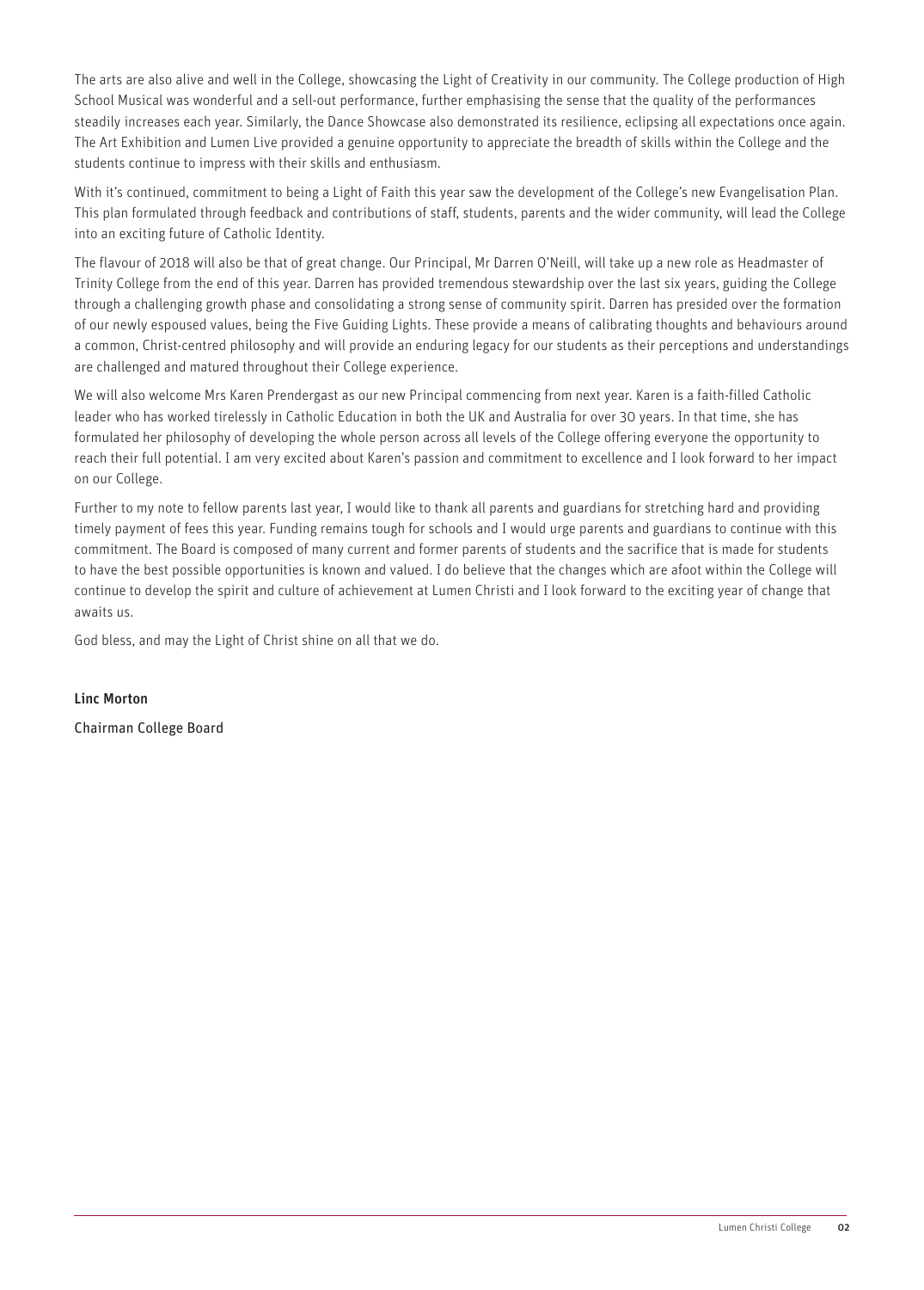The arts are also alive and well in the College, showcasing the Light of Creativity in our community. The College production of High School Musical was wonderful and a sell-out performance, further emphasising the sense that the quality of the performances steadily increases each year. Similarly, the Dance Showcase also demonstrated its resilience, eclipsing all expectations once again. The Art Exhibition and Lumen Live provided a genuine opportunity to appreciate the breadth of skills within the College and the students continue to impress with their skills and enthusiasm.

With it's continued, commitment to being a Light of Faith this year saw the development of the College's new Evangelisation Plan. This plan formulated through feedback and contributions of staff, students, parents and the wider community, will lead the College into an exciting future of Catholic Identity.

The flavour of 2018 will also be that of great change. Our Principal, Mr Darren O'Neill, will take up a new role as Headmaster of Trinity College from the end of this year. Darren has provided tremendous stewardship over the last six years, guiding the College through a challenging growth phase and consolidating a strong sense of community spirit. Darren has presided over the formation of our newly espoused values, being the Five Guiding Lights. These provide a means of calibrating thoughts and behaviours around a common, Christ-centred philosophy and will provide an enduring legacy for our students as their perceptions and understandings are challenged and matured throughout their College experience.

We will also welcome Mrs Karen Prendergast as our new Principal commencing from next year. Karen is a faith-filled Catholic leader who has worked tirelessly in Catholic Education in both the UK and Australia for over 30 years. In that time, she has formulated her philosophy of developing the whole person across all levels of the College offering everyone the opportunity to reach their full potential. I am very excited about Karen's passion and commitment to excellence and I look forward to her impact on our College.

Further to my note to fellow parents last year, I would like to thank all parents and guardians for stretching hard and providing timely payment of fees this year. Funding remains tough for schools and I would urge parents and guardians to continue with this commitment. The Board is composed of many current and former parents of students and the sacrifice that is made for students to have the best possible opportunities is known and valued. I do believe that the changes which are afoot within the College will continue to develop the spirit and culture of achievement at Lumen Christi and I look forward to the exciting year of change that awaits us.

God bless, and may the Light of Christ shine on all that we do.

**Linc Morton**

Chairman College Board